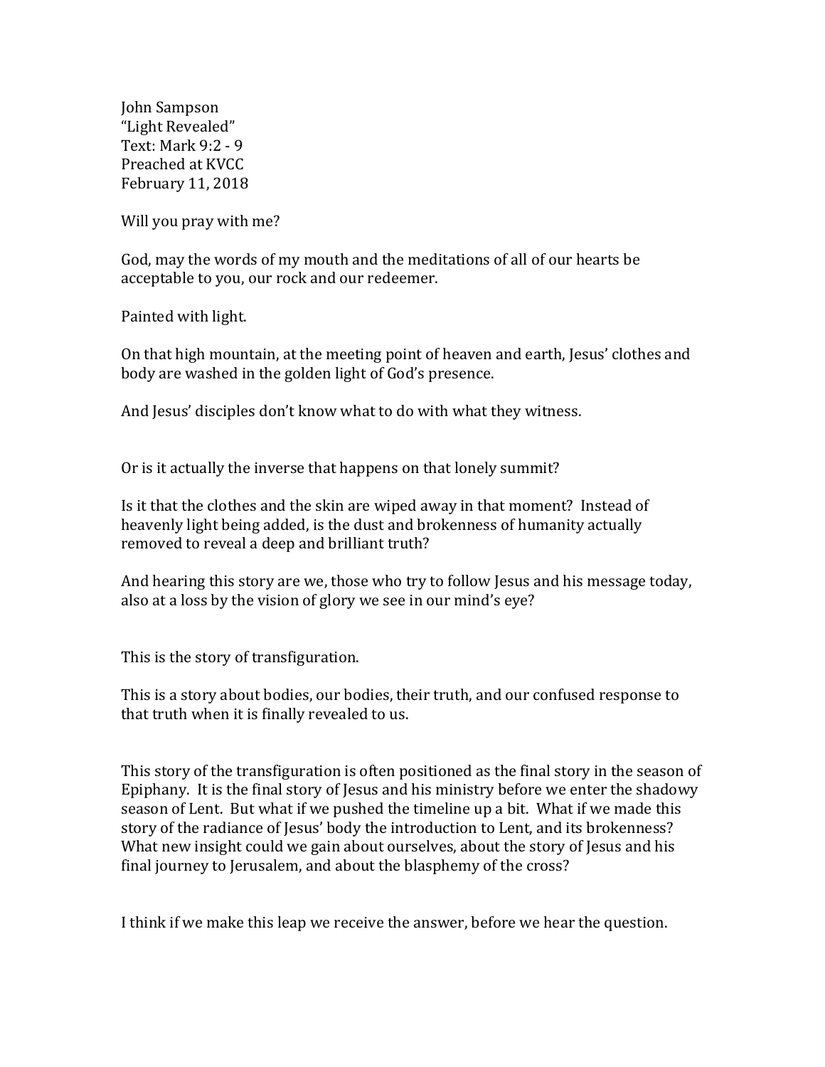John Sampson
"Light Revealed"
Text: Mark 9:2 - 9
Preached at KVCC
February 11, 2018

Will you pray with me?

God, may the words of my mouth and the meditations of all of our hearts be acceptable to you, our rock and our redeemer.

Painted with light.

On that high mountain, at the meeting point of heaven and earth, Jesus' clothes and body are washed in the golden light of God's presence.

And Jesus' disciples don't know what to do with what they witness.

Or is it actually the inverse that happens on that lonely summit?

Is it that the clothes and the skin are wiped away in that moment? Instead of heavenly light being added, is the dust and brokenness of humanity actually removed to reveal a deep and brilliant truth?

And hearing this story are we, those who try to follow Jesus and his message today, also at a loss by the vision of glory we see in our mind's eye?

This is the story of transfiguration.

This is a story about bodies, our bodies, their truth, and our confused response to that truth when it is finally revealed to us.

This story of the transfiguration is often positioned as the final story in the season of Epiphany. It is the final story of Jesus and his ministry before we enter the shadowy season of Lent. But what if we pushed the timeline up a bit. What if we made this story of the radiance of Jesus' body the introduction to Lent, and its brokenness? What new insight could we gain about ourselves, about the story of Jesus and his final journey to Jerusalem, and about the blasphemy of the cross?

I think if we make this leap we receive the answer, before we hear the question.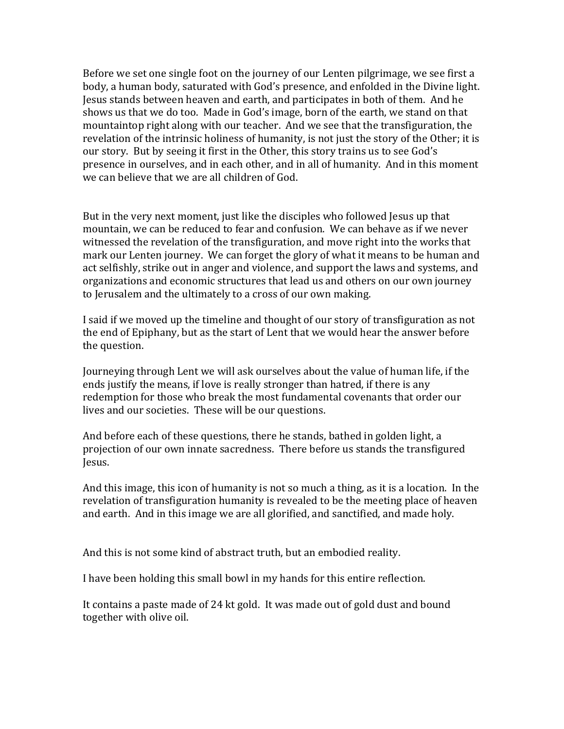Before we set one single foot on the journey of our Lenten pilgrimage, we see first a body, a human body, saturated with God's presence, and enfolded in the Divine light. Jesus stands between heaven and earth, and participates in both of them. And he shows us that we do too. Made in God's image, born of the earth, we stand on that mountaintop right along with our teacher. And we see that the transfiguration, the revelation of the intrinsic holiness of humanity, is not just the story of the Other; it is our story. But by seeing it first in the Other, this story trains us to see God's presence in ourselves, and in each other, and in all of humanity. And in this moment we can believe that we are all children of God.

But in the very next moment, just like the disciples who followed Jesus up that mountain, we can be reduced to fear and confusion. We can behave as if we never witnessed the revelation of the transfiguration, and move right into the works that mark our Lenten journey. We can forget the glory of what it means to be human and act selfishly, strike out in anger and violence, and support the laws and systems, and organizations and economic structures that lead us and others on our own journey to Jerusalem and the ultimately to a cross of our own making.

I said if we moved up the timeline and thought of our story of transfiguration as not the end of Epiphany, but as the start of Lent that we would hear the answer before the question.

Journeying through Lent we will ask ourselves about the value of human life, if the ends justify the means, if love is really stronger than hatred, if there is any redemption for those who break the most fundamental covenants that order our lives and our societies. These will be our questions.

And before each of these questions, there he stands, bathed in golden light, a projection of our own innate sacredness. There before us stands the transfigured Jesus.

And this image, this icon of humanity is not so much a thing, as it is a location. In the revelation of transfiguration humanity is revealed to be the meeting place of heaven and earth. And in this image we are all glorified, and sanctified, and made holy.

And this is not some kind of abstract truth, but an embodied reality.

I have been holding this small bowl in my hands for this entire reflection.

It contains a paste made of 24 kt gold. It was made out of gold dust and bound together with olive oil.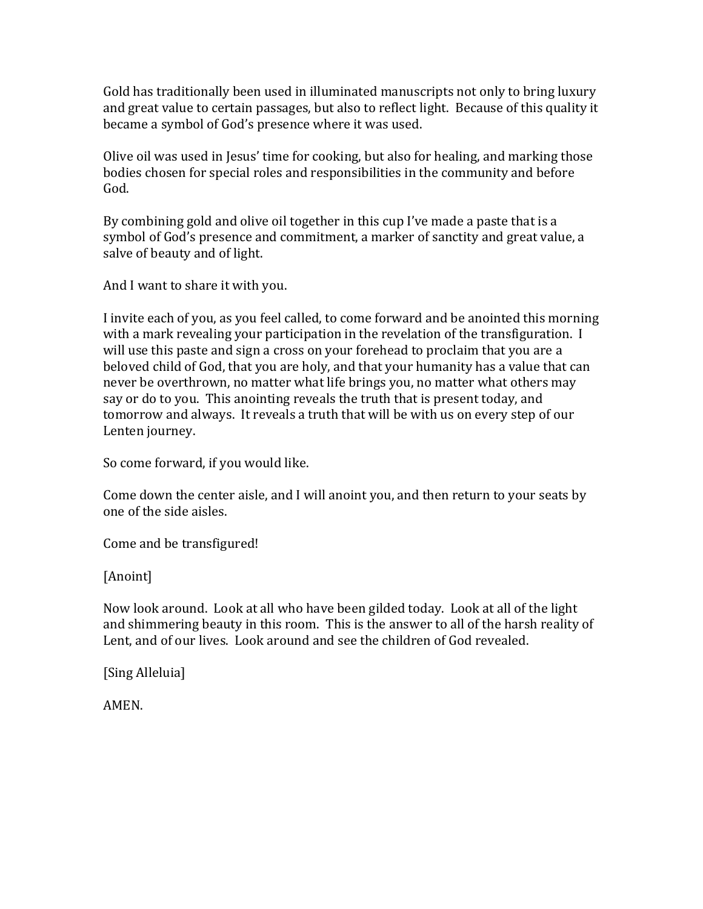Gold has traditionally been used in illuminated manuscripts not only to bring luxury and great value to certain passages, but also to reflect light. Because of this quality it became a symbol of God's presence where it was used.

Olive oil was used in Jesus' time for cooking, but also for healing, and marking those bodies chosen for special roles and responsibilities in the community and before God.

By combining gold and olive oil together in this cup I've made a paste that is a symbol of God's presence and commitment, a marker of sanctity and great value, a salve of beauty and of light.

And I want to share it with you.

I invite each of you, as you feel called, to come forward and be anointed this morning with a mark revealing your participation in the revelation of the transfiguration. I will use this paste and sign a cross on your forehead to proclaim that you are a beloved child of God, that you are holy, and that your humanity has a value that can never be overthrown, no matter what life brings you, no matter what others may say or do to you. This anointing reveals the truth that is present today, and tomorrow and always. It reveals a truth that will be with us on every step of our Lenten journey.

So come forward, if you would like.

Come down the center aisle, and I will anoint you, and then return to your seats by one of the side aisles.

Come and be transfigured!

[Anoint]

Now look around. Look at all who have been gilded today. Look at all of the light and shimmering beauty in this room. This is the answer to all of the harsh reality of Lent, and of our lives. Look around and see the children of God revealed.

[Sing Alleluia]

AMEN.